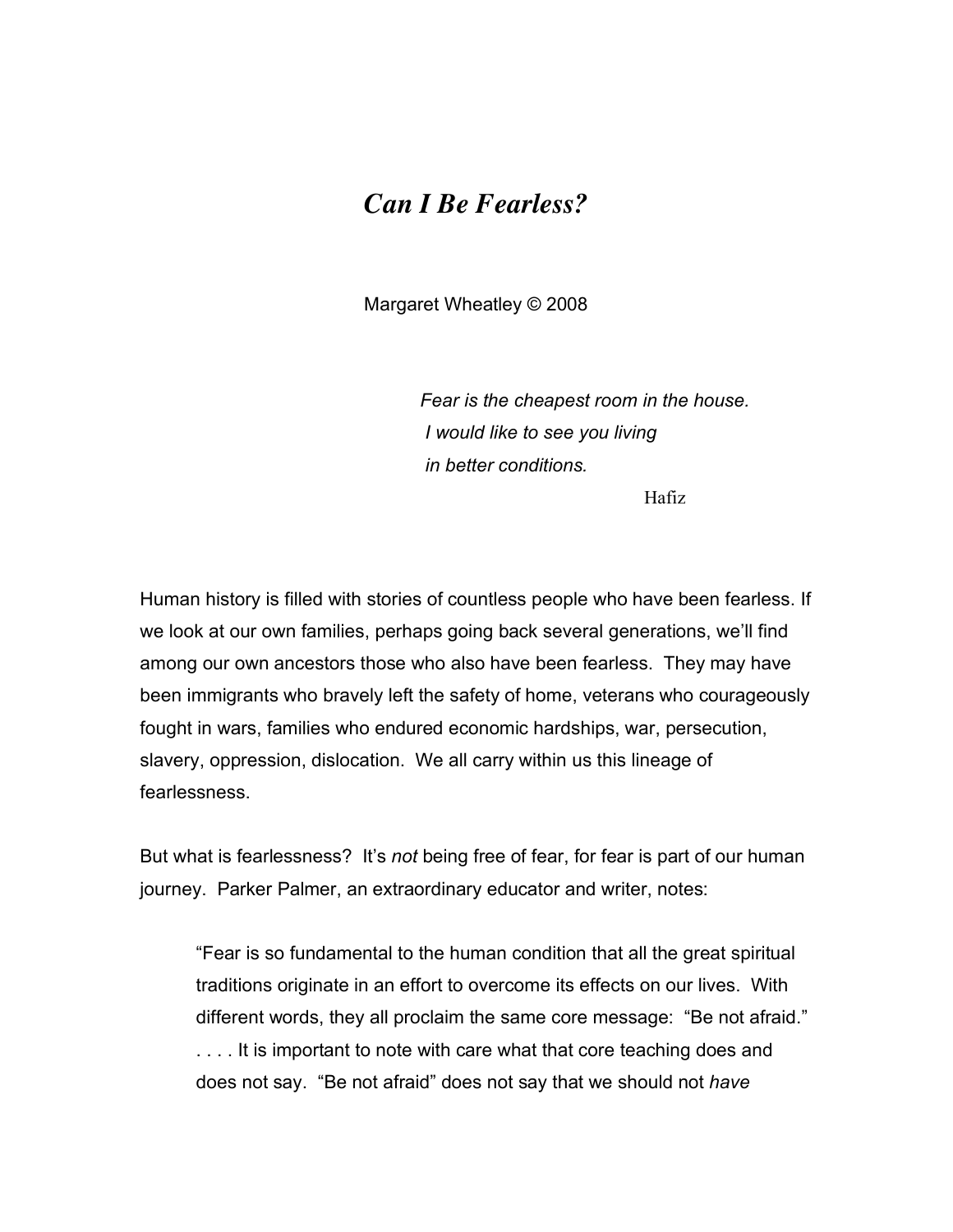# *Can I Be Fearless?*

Margaret Wheatley © 2008

> *Fear is the cheapest room in the house.*
> *I would like to see you living*
> *in better conditions.*
>
> Hafiz

Human history is filled with stories of countless people who have been fearless. If we look at our own families, perhaps going back several generations, we'll find among our own ancestors those who also have been fearless. They may have been immigrants who bravely left the safety of home, veterans who courageously fought in wars, families who endured economic hardships, war, persecution, slavery, oppression, dislocation. We all carry within us this lineage of fearlessness.

But what is fearlessness? It's *not* being free of fear, for fear is part of our human journey. Parker Palmer, an extraordinary educator and writer, notes:

> "Fear is so fundamental to the human condition that all the great spiritual traditions originate in an effort to overcome its effects on our lives. With different words, they all proclaim the same core message: "Be not afraid." . . . . It is important to note with care what that core teaching does and does not say. "Be not afraid" does not say that we should not *have*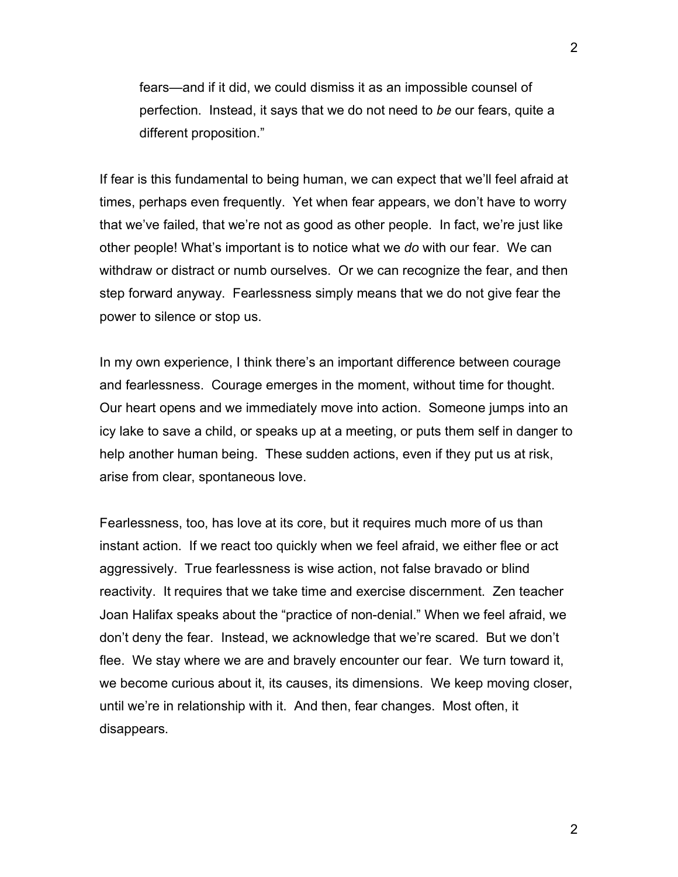> fears—and if it did, we could dismiss it as an impossible counsel of perfection. Instead, it says that we do not need to *be* our fears, quite a different proposition."

If fear is this fundamental to being human, we can expect that we'll feel afraid at times, perhaps even frequently. Yet when fear appears, we don't have to worry that we've failed, that we're not as good as other people. In fact, we're just like other people! What's important is to notice what we *do* with our fear. We can withdraw or distract or numb ourselves. Or we can recognize the fear, and then step forward anyway. Fearlessness simply means that we do not give fear the power to silence or stop us.

In my own experience, I think there's an important difference between courage and fearlessness. Courage emerges in the moment, without time for thought. Our heart opens and we immediately move into action. Someone jumps into an icy lake to save a child, or speaks up at a meeting, or puts them self in danger to help another human being. These sudden actions, even if they put us at risk, arise from clear, spontaneous love.

Fearlessness, too, has love at its core, but it requires much more of us than instant action. If we react too quickly when we feel afraid, we either flee or act aggressively. True fearlessness is wise action, not false bravado or blind reactivity. It requires that we take time and exercise discernment. Zen teacher Joan Halifax speaks about the "practice of non-denial." When we feel afraid, we don't deny the fear. Instead, we acknowledge that we're scared. But we don't flee. We stay where we are and bravely encounter our fear. We turn toward it, we become curious about it, its causes, its dimensions. We keep moving closer, until we're in relationship with it. And then, fear changes. Most often, it disappears.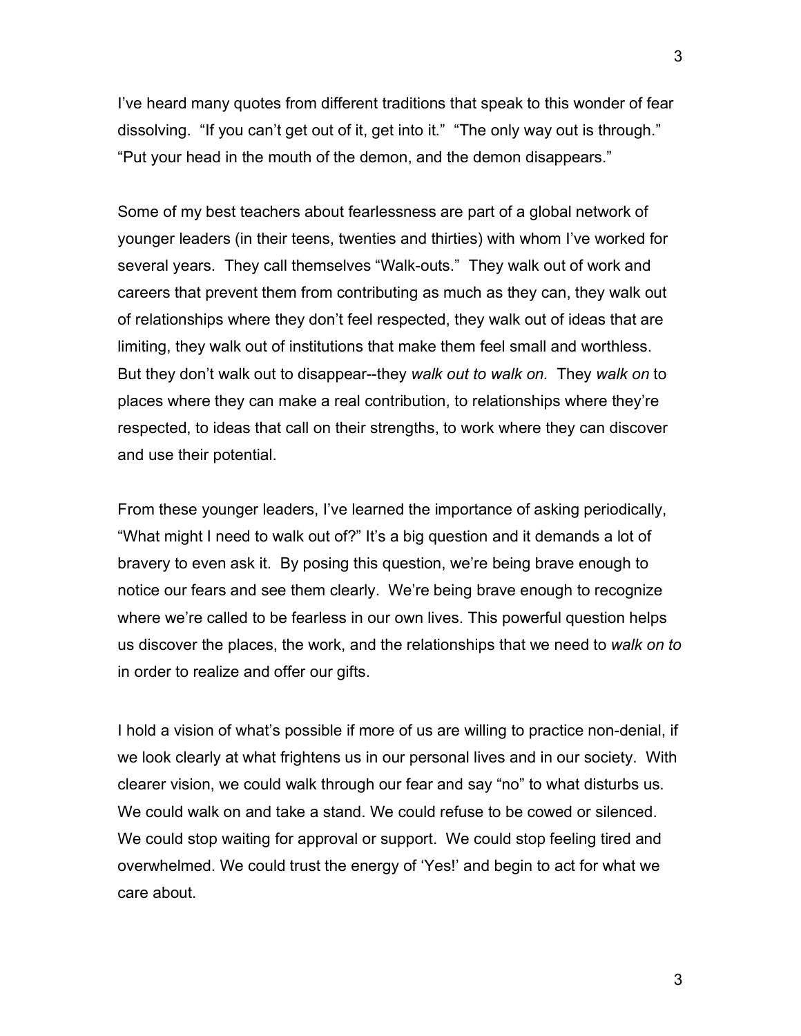I've heard many quotes from different traditions that speak to this wonder of fear dissolving. "If you can't get out of it, get into it." "The only way out is through." "Put your head in the mouth of the demon, and the demon disappears."

Some of my best teachers about fearlessness are part of a global network of younger leaders (in their teens, twenties and thirties) with whom I've worked for several years. They call themselves "Walk-outs." They walk out of work and careers that prevent them from contributing as much as they can, they walk out of relationships where they don't feel respected, they walk out of ideas that are limiting, they walk out of institutions that make them feel small and worthless. But they don't walk out to disappear--they *walk out to walk on.* They *walk on* to places where they can make a real contribution, to relationships where they're respected, to ideas that call on their strengths, to work where they can discover and use their potential.

From these younger leaders, I've learned the importance of asking periodically, "What might I need to walk out of?" It's a big question and it demands a lot of bravery to even ask it. By posing this question, we're being brave enough to notice our fears and see them clearly. We're being brave enough to recognize where we're called to be fearless in our own lives. This powerful question helps us discover the places, the work, and the relationships that we need to *walk on to* in order to realize and offer our gifts.

I hold a vision of what's possible if more of us are willing to practice non-denial, if we look clearly at what frightens us in our personal lives and in our society. With clearer vision, we could walk through our fear and say "no" to what disturbs us. We could walk on and take a stand. We could refuse to be cowed or silenced. We could stop waiting for approval or support. We could stop feeling tired and overwhelmed. We could trust the energy of 'Yes!' and begin to act for what we care about.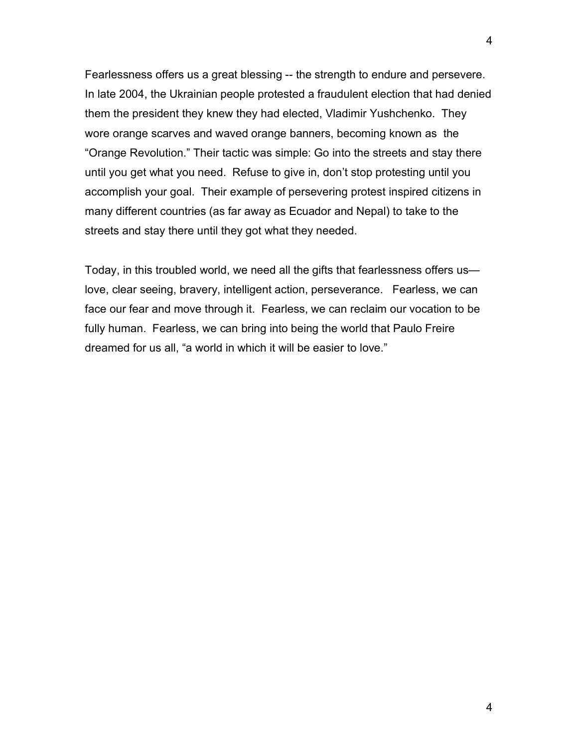Fearlessness offers us a great blessing -- the strength to endure and persevere. In late 2004, the Ukrainian people protested a fraudulent election that had denied them the president they knew they had elected, Vladimir Yushchenko. They wore orange scarves and waved orange banners, becoming known as the "Orange Revolution." Their tactic was simple: Go into the streets and stay there until you get what you need. Refuse to give in, don't stop protesting until you accomplish your goal. Their example of persevering protest inspired citizens in many different countries (as far away as Ecuador and Nepal) to take to the streets and stay there until they got what they needed.

Today, in this troubled world, we need all the gifts that fearlessness offers us—love, clear seeing, bravery, intelligent action, perseverance. Fearless, we can face our fear and move through it. Fearless, we can reclaim our vocation to be fully human. Fearless, we can bring into being the world that Paulo Freire dreamed for us all, "a world in which it will be easier to love."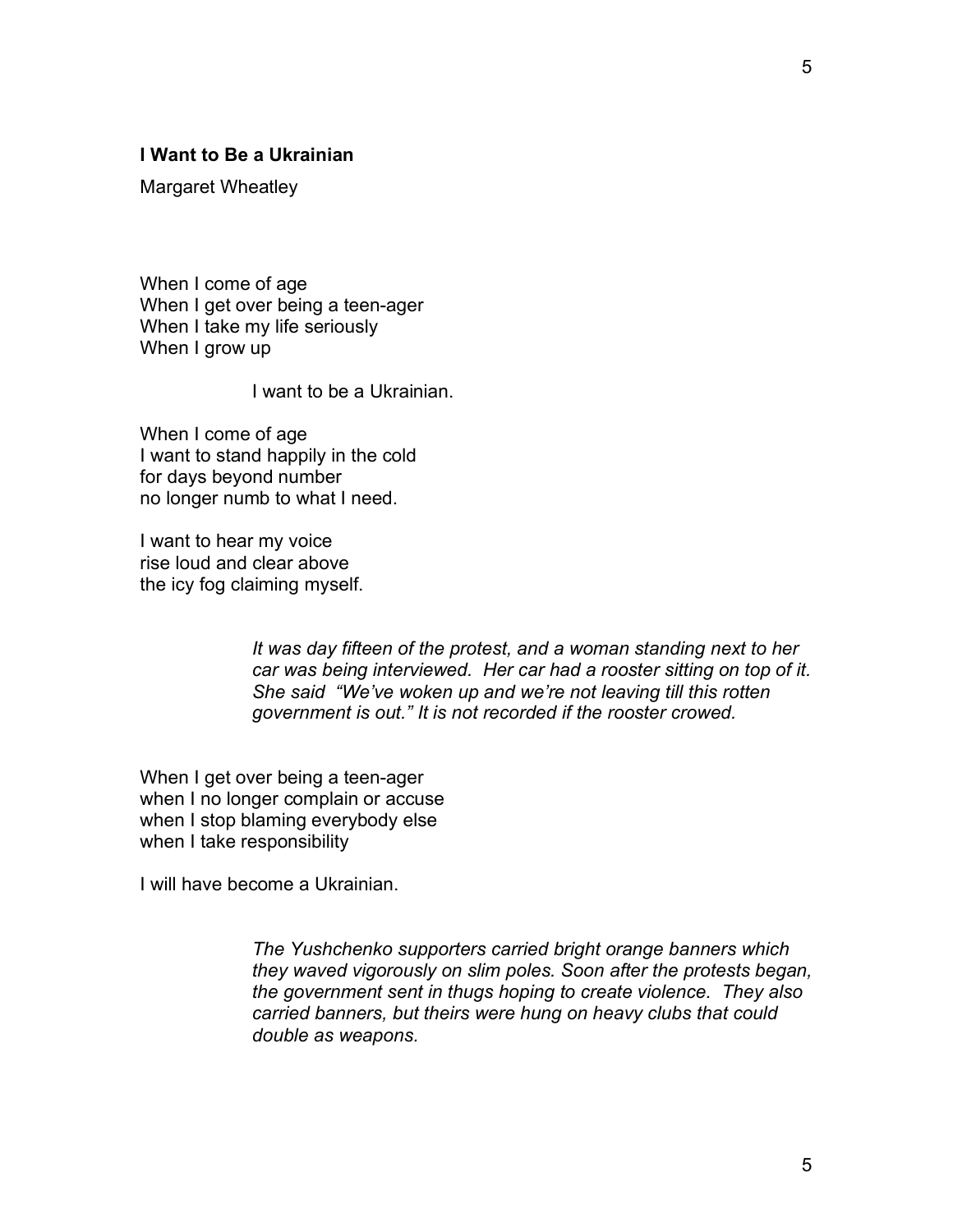**I Want to Be a Ukrainian**

Margaret Wheatley

When I come of age  
When I get over being a teen-ager  
When I take my life seriously  
When I grow up

I want to be a Ukrainian.

When I come of age  
I want to stand happily in the cold  
for days beyond number  
no longer numb to what I need.

I want to hear my voice  
rise loud and clear above  
the icy fog claiming myself.

*It was day fifteen of the protest, and a woman standing next to her car was being interviewed. Her car had a rooster sitting on top of it. She said "We've woken up and we're not leaving till this rotten government is out." It is not recorded if the rooster crowed.*

When I get over being a teen-ager  
when I no longer complain or accuse  
when I stop blaming everybody else  
when I take responsibility

I will have become a Ukrainian.

*The Yushchenko supporters carried bright orange banners which they waved vigorously on slim poles. Soon after the protests began, the government sent in thugs hoping to create violence. They also carried banners, but theirs were hung on heavy clubs that could double as weapons.*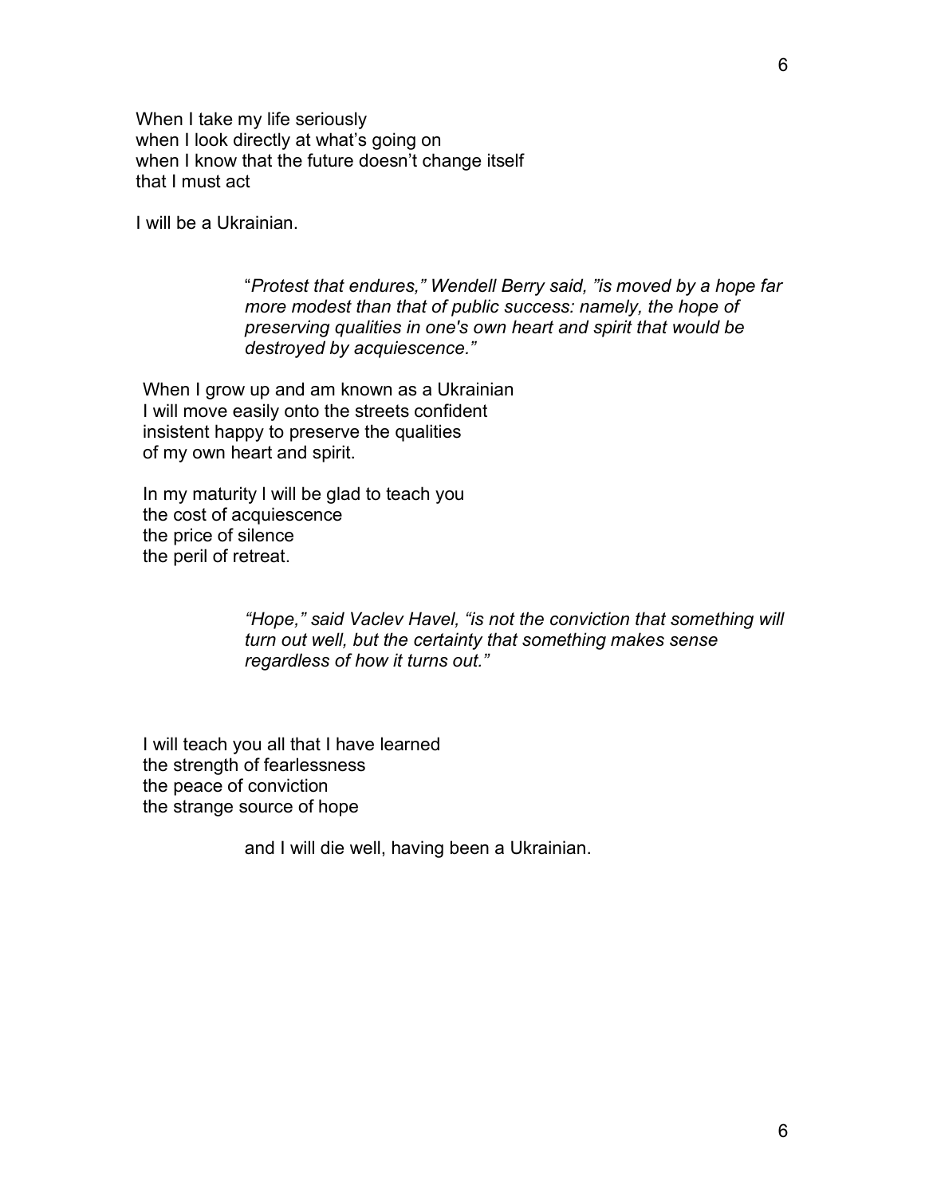When I take my life seriously
when I look directly at what's going on
when I know that the future doesn't change itself
that I must act

I will be a Ukrainian.

> "*Protest that endures," Wendell Berry said, "is moved by a hope far more modest than that of public success: namely, the hope of preserving qualities in one's own heart and spirit that would be destroyed by acquiescence."*

When I grow up and am known as a Ukrainian
I will move easily onto the streets confident
insistent happy to preserve the qualities
of my own heart and spirit.

In my maturity I will be glad to teach you
the cost of acquiescence
the price of silence
the peril of retreat.

> *"Hope," said Vaclev Havel, "is not the conviction that something will turn out well, but the certainty that something makes sense regardless of how it turns out."*

I will teach you all that I have learned
the strength of fearlessness
the peace of conviction
the strange source of hope

and I will die well, having been a Ukrainian.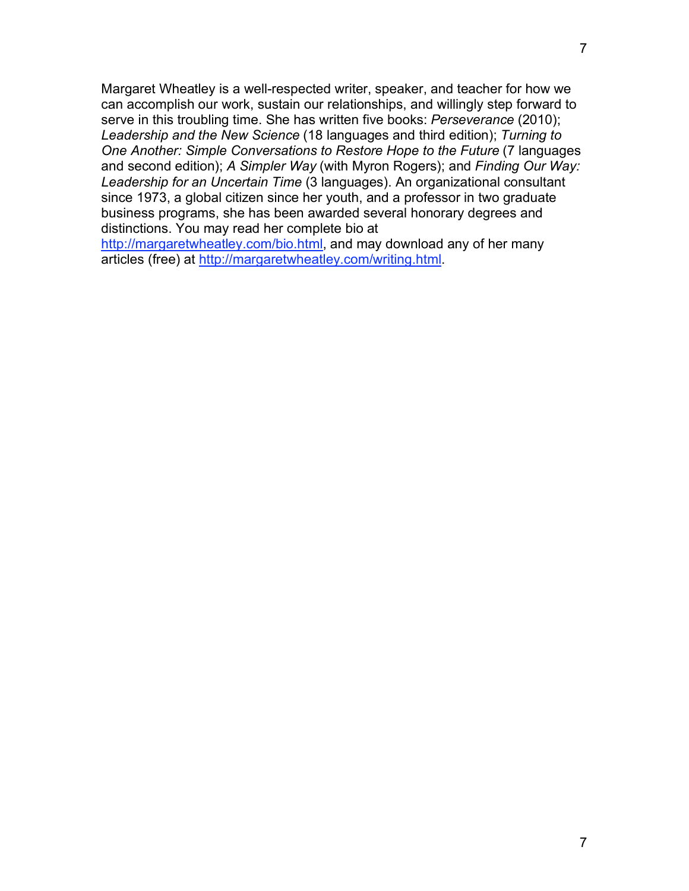Margaret Wheatley is a well-respected writer, speaker, and teacher for how we can accomplish our work, sustain our relationships, and willingly step forward to serve in this troubling time. She has written five books: *Perseverance* (2010); *Leadership and the New Science* (18 languages and third edition); *Turning to One Another: Simple Conversations to Restore Hope to the Future* (7 languages and second edition); *A Simpler Way* (with Myron Rogers); and *Finding Our Way: Leadership for an Uncertain Time* (3 languages). An organizational consultant since 1973, a global citizen since her youth, and a professor in two graduate business programs, she has been awarded several honorary degrees and distinctions. You may read her complete bio at http://margaretwheatley.com/bio.html, and may download any of her many articles (free) at http://margaretwheatley.com/writing.html.